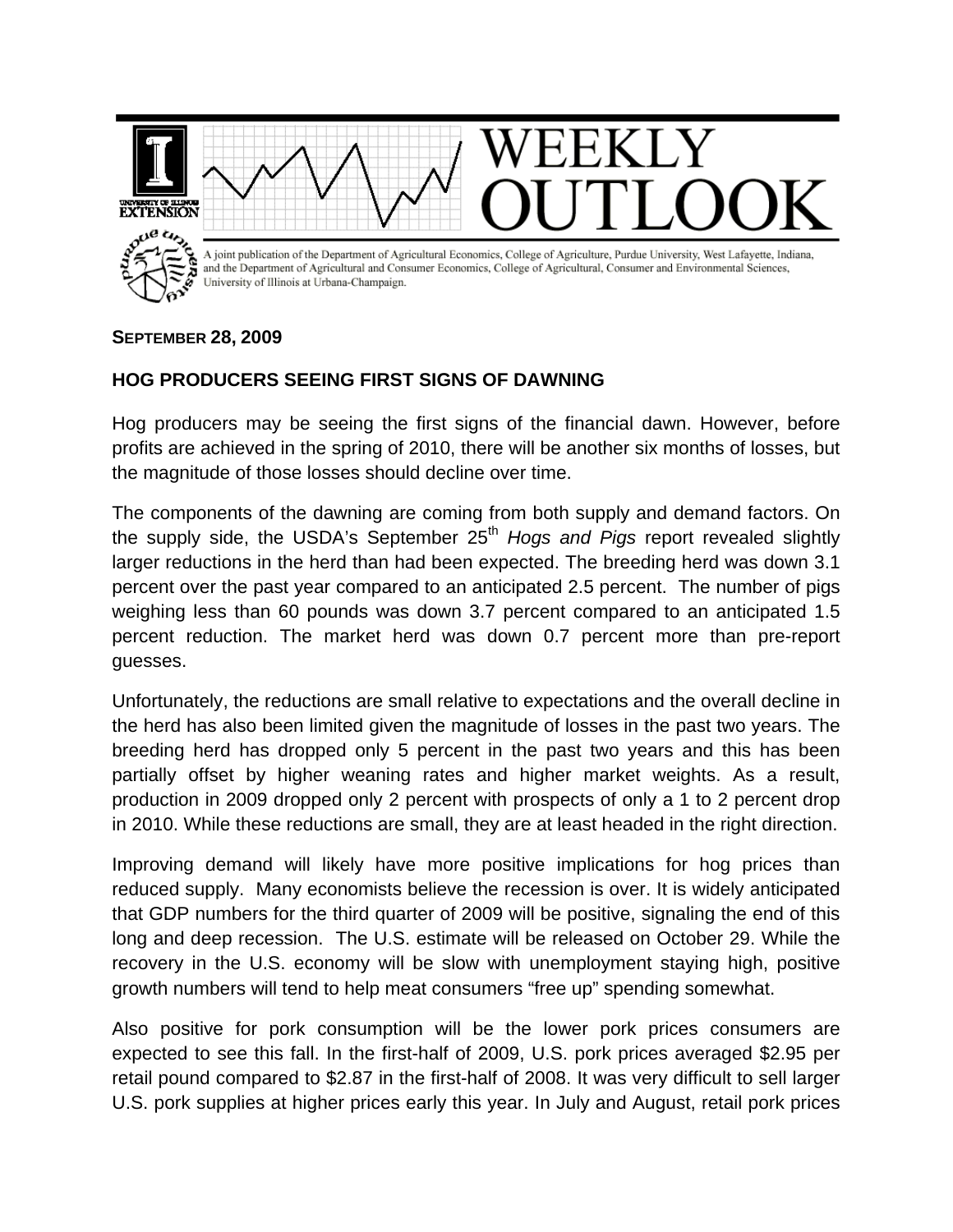# WEEKLY OUTLOOK

A joint publication of the Department of Agricultural Economics, College of Agriculture, Purdue University, West Lafayette, Indiana, and the Department of Agricultural and Consumer Economics, College of Agricultural, Consumer and Environmental Sciences, University of Illinois at Urbana-Champaign.

**SEPTEMBER 28, 2009**

## HOG PRODUCERS SEEING FIRST SIGNS OF DAWNING

Hog producers may be seeing the first signs of the financial dawn. However, before profits are achieved in the spring of 2010, there will be another six months of losses, but the magnitude of those losses should decline over time.

The components of the dawning are coming from both supply and demand factors. On the supply side, the USDA's September 25th *Hogs and Pigs* report revealed slightly larger reductions in the herd than had been expected. The breeding herd was down 3.1 percent over the past year compared to an anticipated 2.5 percent. The number of pigs weighing less than 60 pounds was down 3.7 percent compared to an anticipated 1.5 percent reduction. The market herd was down 0.7 percent more than pre-report guesses.

Unfortunately, the reductions are small relative to expectations and the overall decline in the herd has also been limited given the magnitude of losses in the past two years. The breeding herd has dropped only 5 percent in the past two years and this has been partially offset by higher weaning rates and higher market weights. As a result, production in 2009 dropped only 2 percent with prospects of only a 1 to 2 percent drop in 2010. While these reductions are small, they are at least headed in the right direction.

Improving demand will likely have more positive implications for hog prices than reduced supply. Many economists believe the recession is over. It is widely anticipated that GDP numbers for the third quarter of 2009 will be positive, signaling the end of this long and deep recession. The U.S. estimate will be released on October 29. While the recovery in the U.S. economy will be slow with unemployment staying high, positive growth numbers will tend to help meat consumers "free up" spending somewhat.

Also positive for pork consumption will be the lower pork prices consumers are expected to see this fall. In the first-half of 2009, U.S. pork prices averaged $2.95 per retail pound compared to $2.87 in the first-half of 2008. It was very difficult to sell larger U.S. pork supplies at higher prices early this year. In July and August, retail pork prices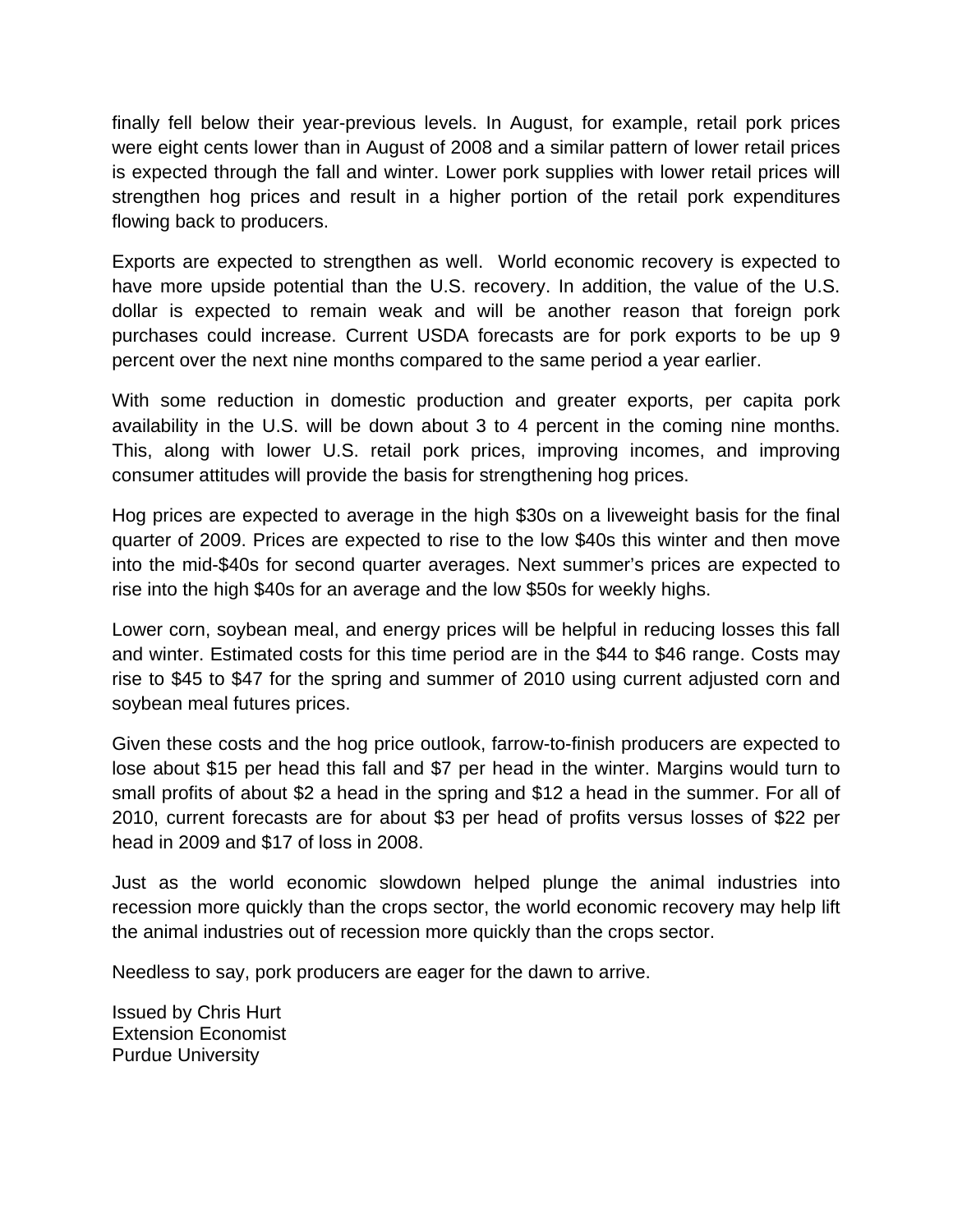finally fell below their year-previous levels. In August, for example, retail pork prices were eight cents lower than in August of 2008 and a similar pattern of lower retail prices is expected through the fall and winter. Lower pork supplies with lower retail prices will strengthen hog prices and result in a higher portion of the retail pork expenditures flowing back to producers.

Exports are expected to strengthen as well. World economic recovery is expected to have more upside potential than the U.S. recovery. In addition, the value of the U.S. dollar is expected to remain weak and will be another reason that foreign pork purchases could increase. Current USDA forecasts are for pork exports to be up 9 percent over the next nine months compared to the same period a year earlier.

With some reduction in domestic production and greater exports, per capita pork availability in the U.S. will be down about 3 to 4 percent in the coming nine months. This, along with lower U.S. retail pork prices, improving incomes, and improving consumer attitudes will provide the basis for strengthening hog prices.

Hog prices are expected to average in the high $30s on a liveweight basis for the final quarter of 2009. Prices are expected to rise to the low $40s this winter and then move into the mid-$40s for second quarter averages. Next summer's prices are expected to rise into the high $40s for an average and the low $50s for weekly highs.

Lower corn, soybean meal, and energy prices will be helpful in reducing losses this fall and winter. Estimated costs for this time period are in the $44 to $46 range. Costs may rise to $45 to $47 for the spring and summer of 2010 using current adjusted corn and soybean meal futures prices.

Given these costs and the hog price outlook, farrow-to-finish producers are expected to lose about $15 per head this fall and $7 per head in the winter. Margins would turn to small profits of about $2 a head in the spring and $12 a head in the summer. For all of 2010, current forecasts are for about $3 per head of profits versus losses of $22 per head in 2009 and $17 of loss in 2008.

Just as the world economic slowdown helped plunge the animal industries into recession more quickly than the crops sector, the world economic recovery may help lift the animal industries out of recession more quickly than the crops sector.

Needless to say, pork producers are eager for the dawn to arrive.

Issued by Chris Hurt  
Extension Economist  
Purdue University